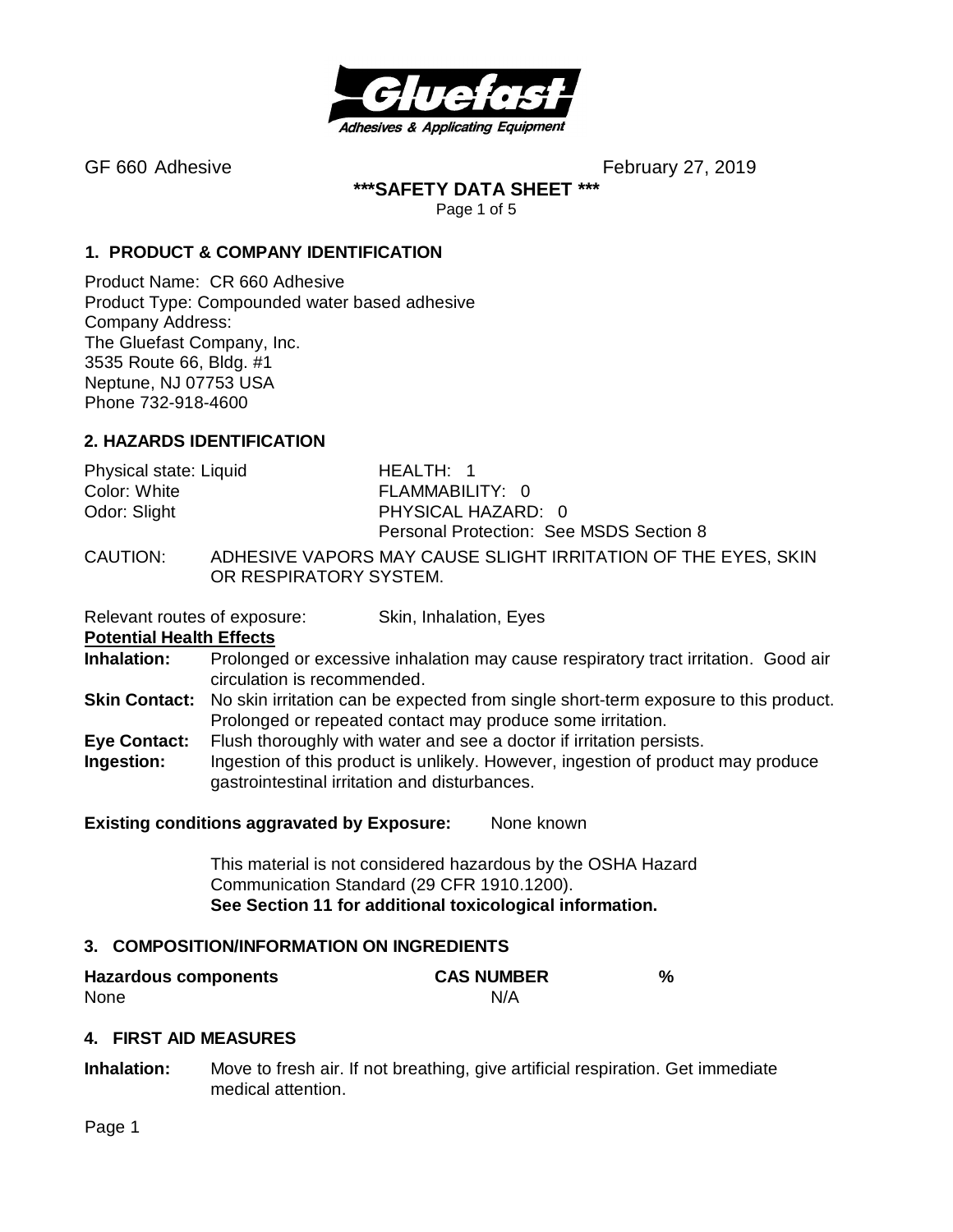**Gluefast**
*Adhesives & Applicating Equipment*

GF 660 Adhesive February 27, 2019

**\*\*\*SAFETY DATA SHEET \*\*\***

## 1. PRODUCT & COMPANY IDENTIFICATION

Product Name: CR 660 Adhesive
Product Type: Compounded water based adhesive
Company Address:
The Gluefast Company, Inc.
3535 Route 66, Bldg. #1
Neptune, NJ 07753 USA
Phone 732-918-4600

## 2. HAZARDS IDENTIFICATION

| | |
|---|---|
| Physical state: Liquid | HEALTH: 1 |
| Color: White | FLAMMABILITY: 0 |
| Odor: Slight | PHYSICAL HAZARD: 0 |
| | Personal Protection: See MSDS Section 8 |

CAUTION: ADHESIVE VAPORS MAY CAUSE SLIGHT IRRITATION OF THE EYES, SKIN OR RESPIRATORY SYSTEM.

Relevant routes of exposure: Skin, Inhalation, Eyes

**Potential Health Effects**

**Inhalation:** Prolonged or excessive inhalation may cause respiratory tract irritation. Good air circulation is recommended.

**Skin Contact:** No skin irritation can be expected from single short-term exposure to this product. Prolonged or repeated contact may produce some irritation.

**Eye Contact:** Flush thoroughly with water and see a doctor if irritation persists.

**Ingestion:** Ingestion of this product is unlikely. However, ingestion of product may produce gastrointestinal irritation and disturbances.

**Existing conditions aggravated by Exposure:** None known

This material is not considered hazardous by the OSHA Hazard Communication Standard (29 CFR 1910.1200).
**See Section 11 for additional toxicological information.**

## 3. COMPOSITION/INFORMATION ON INGREDIENTS

| Hazardous components | CAS NUMBER | % |
|---|---|---|
| None | N/A | |

## 4. FIRST AID MEASURES

**Inhalation:** Move to fresh air. If not breathing, give artificial respiration. Get immediate medical attention.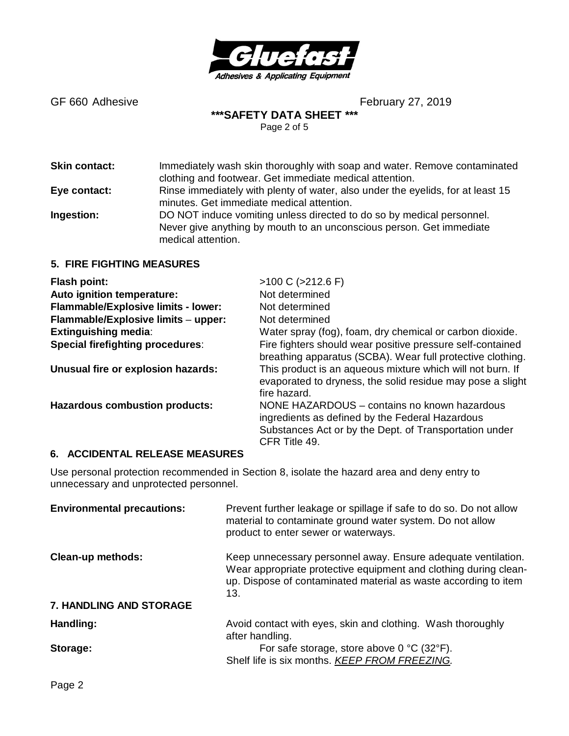**Skin contact:** Immediately wash skin thoroughly with soap and water. Remove contaminated clothing and footwear. Get immediate medical attention.

**Eye contact:** Rinse immediately with plenty of water, also under the eyelids, for at least 15 minutes. Get immediate medical attention.

**Ingestion:** DO NOT induce vomiting unless directed to do so by medical personnel. Never give anything by mouth to an unconscious person. Get immediate medical attention.

## 5. FIRE FIGHTING MEASURES

**Flash point:** >100 C (>212.6 F)

**Auto ignition temperature:** Not determined

**Flammable/Explosive limits - lower:** Not determined

**Flammable/Explosive limits – upper:** Not determined

**Extinguishing media**: Water spray (fog), foam, dry chemical or carbon dioxide.

**Special firefighting procedures**: Fire fighters should wear positive pressure self-contained breathing apparatus (SCBA). Wear full protective clothing.

**Unusual fire or explosion hazards:** This product is an aqueous mixture which will not burn. If evaporated to dryness, the solid residue may pose a slight fire hazard.

**Hazardous combustion products:** NONE HAZARDOUS – contains no known hazardous ingredients as defined by the Federal Hazardous Substances Act or by the Dept. of Transportation under CFR Title 49.

## 6. ACCIDENTAL RELEASE MEASURES

Use personal protection recommended in Section 8, isolate the hazard area and deny entry to unnecessary and unprotected personnel.

**Environmental precautions:** Prevent further leakage or spillage if safe to do so. Do not allow material to contaminate ground water system. Do not allow product to enter sewer or waterways.

**Clean-up methods:** Keep unnecessary personnel away. Ensure adequate ventilation. Wear appropriate protective equipment and clothing during clean-up. Dispose of contaminated material as waste according to item 13.

## 7. HANDLING AND STORAGE

**Handling:** Avoid contact with eyes, skin and clothing. Wash thoroughly after handling.

**Storage:** For safe storage, store above 0 °C (32°F). Shelf life is six months. *KEEP FROM FREEZING.*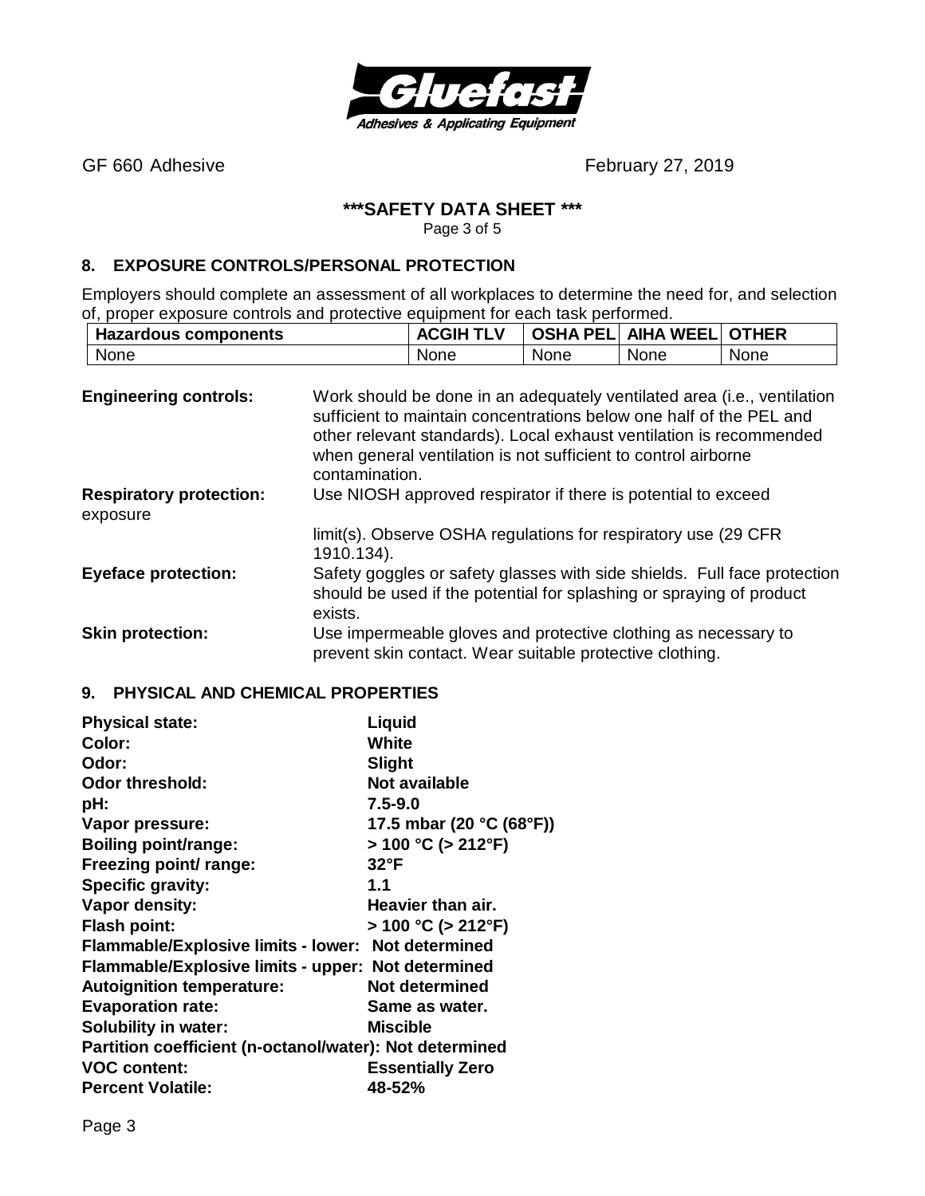GF 660 Adhesive February 27, 2019

**\*\*\*SAFETY DATA SHEET \*\*\***

## 8. EXPOSURE CONTROLS/PERSONAL PROTECTION

Employers should complete an assessment of all workplaces to determine the need for, and selection of, proper exposure controls and protective equipment for each task performed.

| Hazardous components | ACGIH TLV | OSHA PEL | AIHA WEEL | OTHER |
|---|---|---|---|---|
| None | None | None | None | None |

**Engineering controls:** Work should be done in an adequately ventilated area (i.e., ventilation sufficient to maintain concentrations below one half of the PEL and other relevant standards). Local exhaust ventilation is recommended when general ventilation is not sufficient to control airborne contamination.

**Respiratory protection:** Use NIOSH approved respirator if there is potential to exceed exposure limit(s). Observe OSHA regulations for respiratory use (29 CFR 1910.134).

**Eyeface protection:** Safety goggles or safety glasses with side shields. Full face protection should be used if the potential for splashing or spraying of product exists.

**Skin protection:** Use impermeable gloves and protective clothing as necessary to prevent skin contact. Wear suitable protective clothing.

## 9. PHYSICAL AND CHEMICAL PROPERTIES

**Physical state:** **Liquid**
**Color:** **White**
**Odor:** **Slight**
**Odor threshold:** **Not available**
**pH:** **7.5-9.0**
**Vapor pressure:** **17.5 mbar (20 °C (68°F))**
**Boiling point/range:** **> 100 °C (> 212°F)**
**Freezing point/ range:** **32°F**
**Specific gravity:** **1.1**
**Vapor density:** **Heavier than air.**
**Flash point:** **> 100 °C (> 212°F)**
**Flammable/Explosive limits - lower:** **Not determined**
**Flammable/Explosive limits - upper:** **Not determined**
**Autoignition temperature:** **Not determined**
**Evaporation rate:** **Same as water.**
**Solubility in water:** **Miscible**
**Partition coefficient (n-octanol/water):** **Not determined**
**VOC content:** **Essentially Zero**
**Percent Volatile:** **48-52%**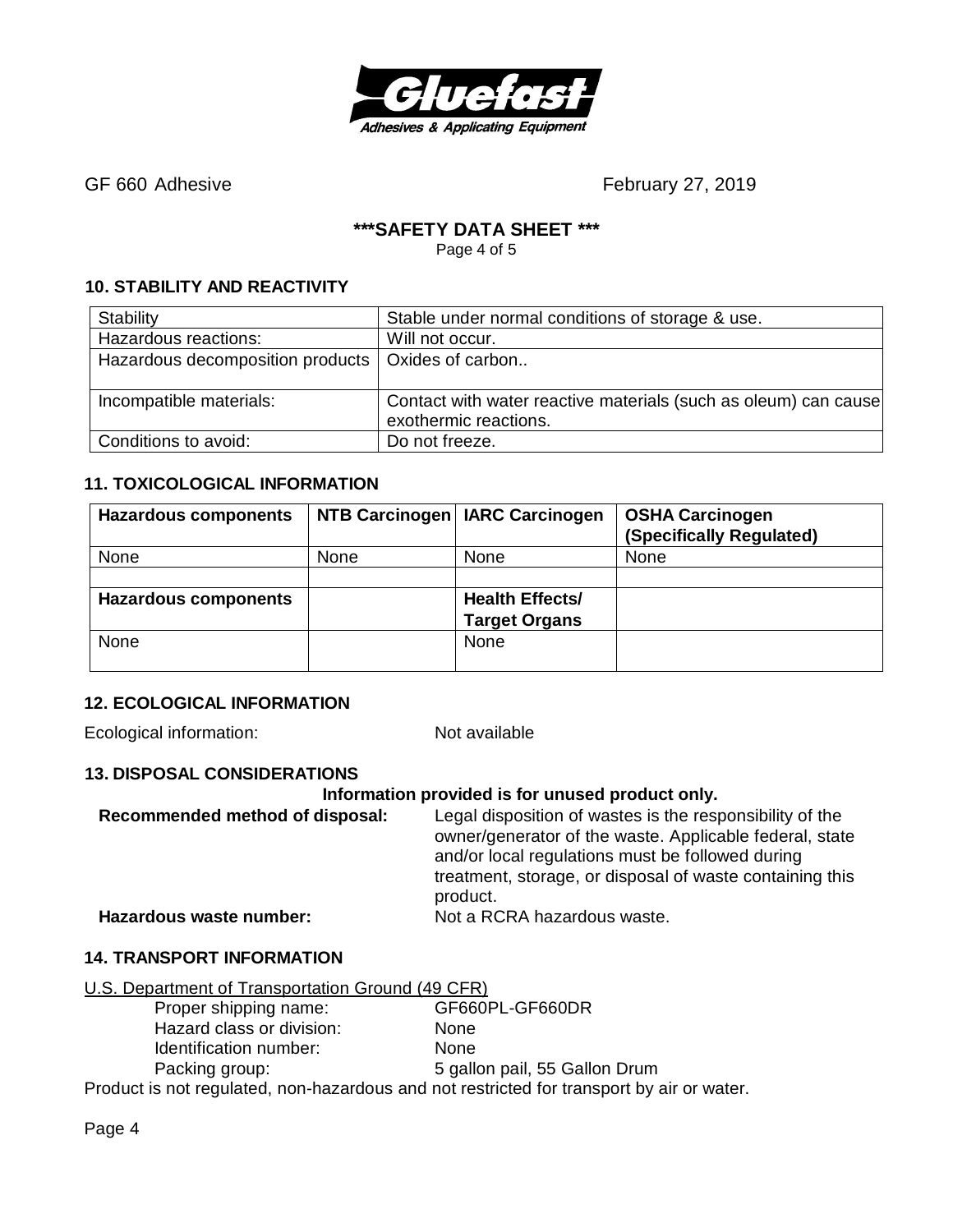GF 660 Adhesive February 27, 2019

**\*\*\*SAFETY DATA SHEET \*\*\***

## 10. STABILITY AND REACTIVITY

| Stability | Stable under normal conditions of storage & use. |
|---|---|
| Hazardous reactions: | Will not occur. |
| Hazardous decomposition products | Oxides of carbon.. |
| Incompatible materials: | Contact with water reactive materials (such as oleum) can cause exothermic reactions. |
| Conditions to avoid: | Do not freeze. |

## 11. TOXICOLOGICAL INFORMATION

| Hazardous components | NTB Carcinogen | IARC Carcinogen | OSHA Carcinogen (Specifically Regulated) |
|---|---|---|---|
| None | None | None | None |
| | | | |
| **Hazardous components** | | **Health Effects/ Target Organs** | |
| None | | None | |

## 12. ECOLOGICAL INFORMATION

Ecological information: Not available

## 13. DISPOSAL CONSIDERATIONS

**Information provided is for unused product only.**

**Recommended method of disposal:** Legal disposition of wastes is the responsibility of the owner/generator of the waste. Applicable federal, state and/or local regulations must be followed during treatment, storage, or disposal of waste containing this product.

**Hazardous waste number:** Not a RCRA hazardous waste.

## 14. TRANSPORT INFORMATION

U.S. Department of Transportation Ground (49 CFR)

- Proper shipping name: GF660PL-GF660DR
- Hazard class or division: None
- Identification number: None
- Packing group: 5 gallon pail, 55 Gallon Drum

Product is not regulated, non-hazardous and not restricted for transport by air or water.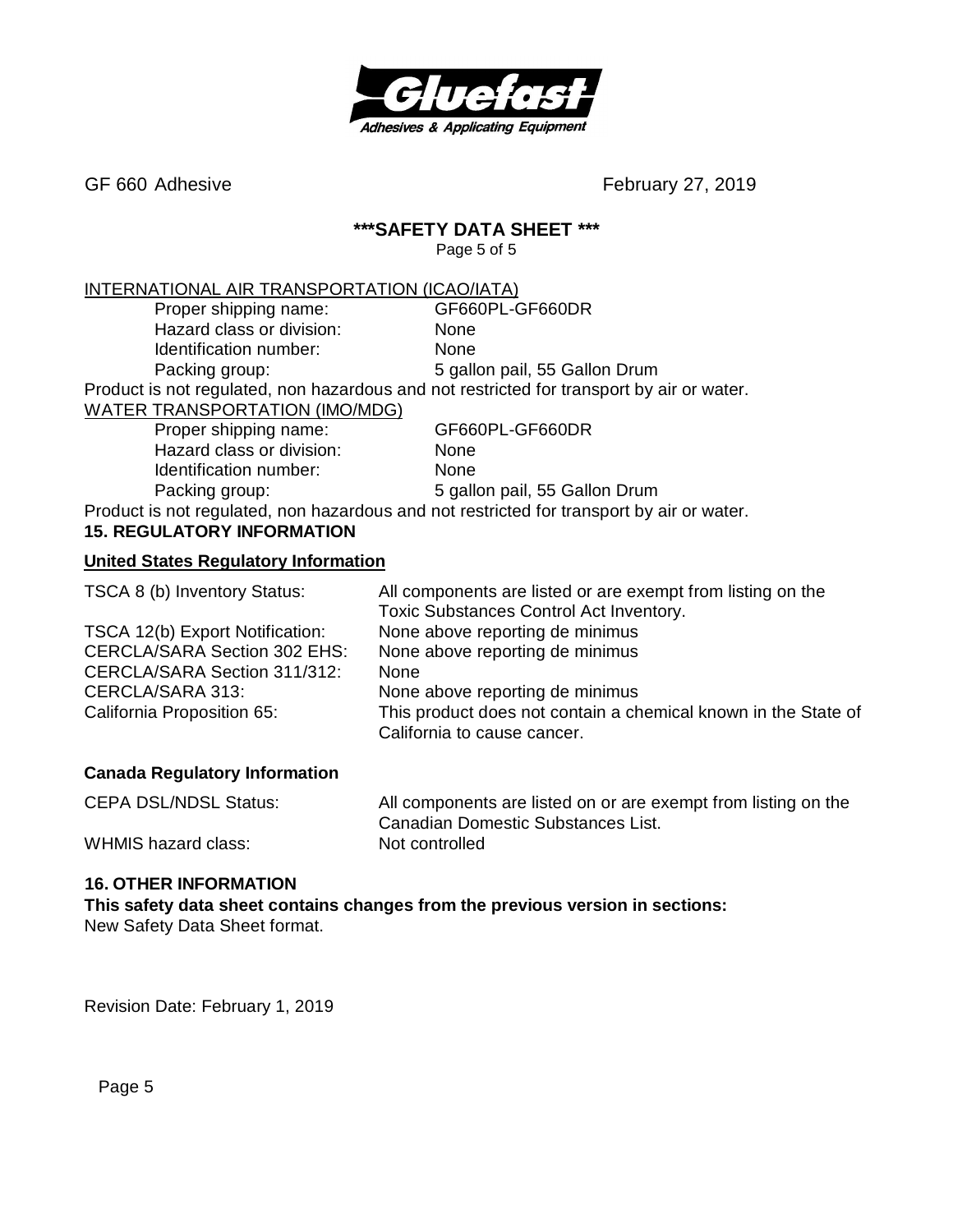GF 660 Adhesive February 27, 2019

**\*\*\*SAFETY DATA SHEET \*\*\***

INTERNATIONAL AIR TRANSPORTATION (ICAO/IATA)

| | |
|---|---|
| Proper shipping name: | GF660PL-GF660DR |
| Hazard class or division: | None |
| Identification number: | None |
| Packing group: | 5 gallon pail, 55 Gallon Drum |

Product is not regulated, non hazardous and not restricted for transport by air or water.

WATER TRANSPORTATION (IMO/MDG)

| | |
|---|---|
| Proper shipping name: | GF660PL-GF660DR |
| Hazard class or division: | None |
| Identification number: | None |
| Packing group: | 5 gallon pail, 55 Gallon Drum |

Product is not regulated, non hazardous and not restricted for transport by air or water.

## 15. REGULATORY INFORMATION

**United States Regulatory Information**

| | |
|---|---|
| TSCA 8 (b) Inventory Status: | All components are listed or are exempt from listing on the Toxic Substances Control Act Inventory. |
| TSCA 12(b) Export Notification: | None above reporting de minimus |
| CERCLA/SARA Section 302 EHS: | None above reporting de minimus |
| CERCLA/SARA Section 311/312: | None |
| CERCLA/SARA 313: | None above reporting de minimus |
| California Proposition 65: | This product does not contain a chemical known in the State of California to cause cancer. |

**Canada Regulatory Information**

| | |
|---|---|
| CEPA DSL/NDSL Status: | All components are listed on or are exempt from listing on the Canadian Domestic Substances List. |
| WHMIS hazard class: | Not controlled |

## 16. OTHER INFORMATION

**This safety data sheet contains changes from the previous version in sections:**

New Safety Data Sheet format.

Revision Date: February 1, 2019